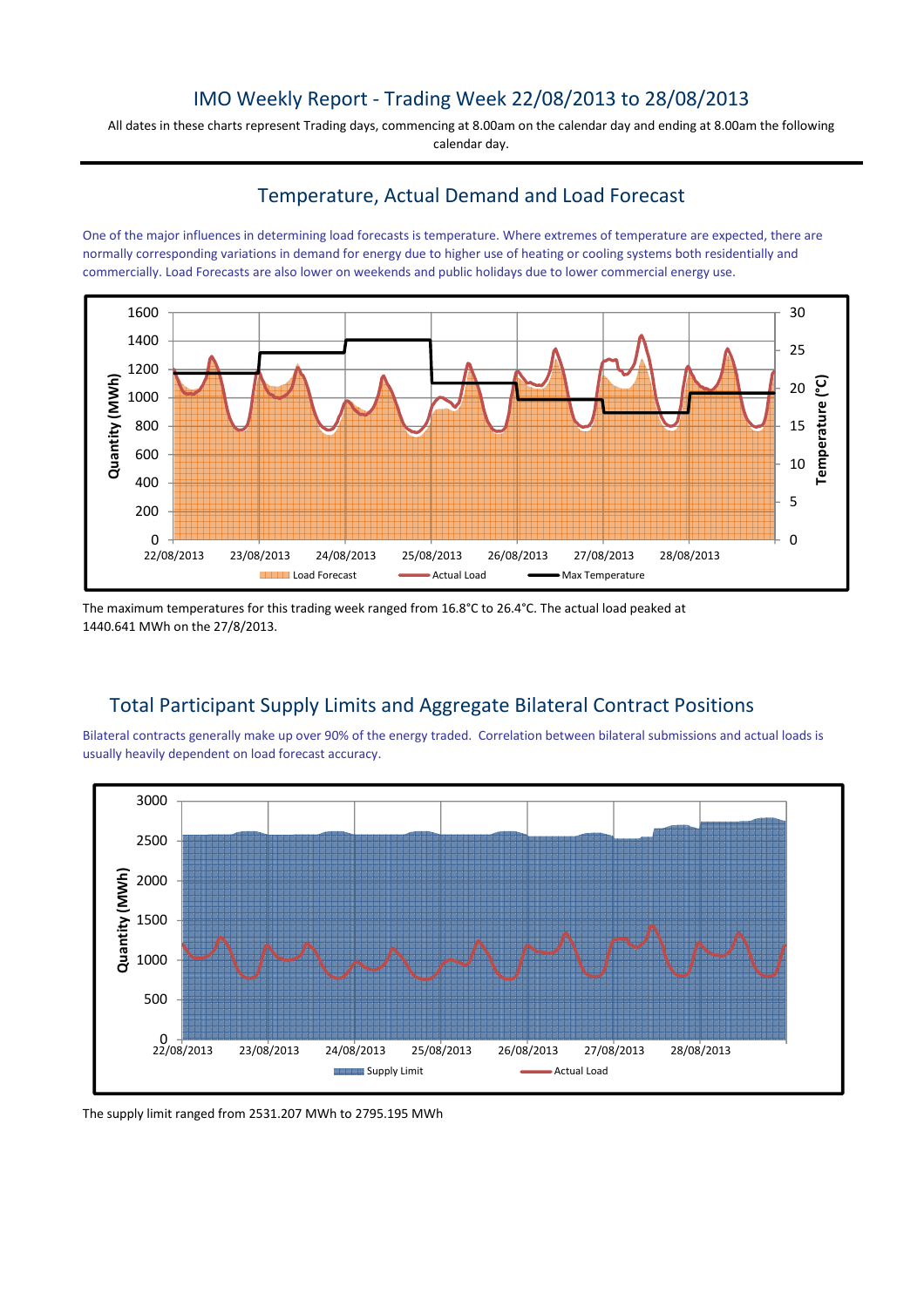# IMO Weekly Report - Trading Week 22/08/2013 to 28/08/2013

All dates in these charts represent Trading days, commencing at 8.00am on the calendar day and ending at 8.00am the following calendar day.

## Temperature, Actual Demand and Load Forecast

One of the major influences in determining load forecasts is temperature. Where extremes of temperature are expected, there are normally corresponding variations in demand for energy due to higher use of heating or cooling systems both residentially and commercially. Load Forecasts are also lower on weekends and public holidays due to lower commercial energy use.

The maximum temperatures for this trading week ranged from 16.8°C to 26.4°C. The actual load peaked at 1440.641 MWh on the 27/8/2013.

## Total Participant Supply Limits and Aggregate Bilateral Contract Positions

Bilateral contracts generally make up over 90% of the energy traded. Correlation between bilateral submissions and actual loads is usually heavily dependent on load forecast accuracy.

The supply limit ranged from 2531.207 MWh to 2795.195 MWh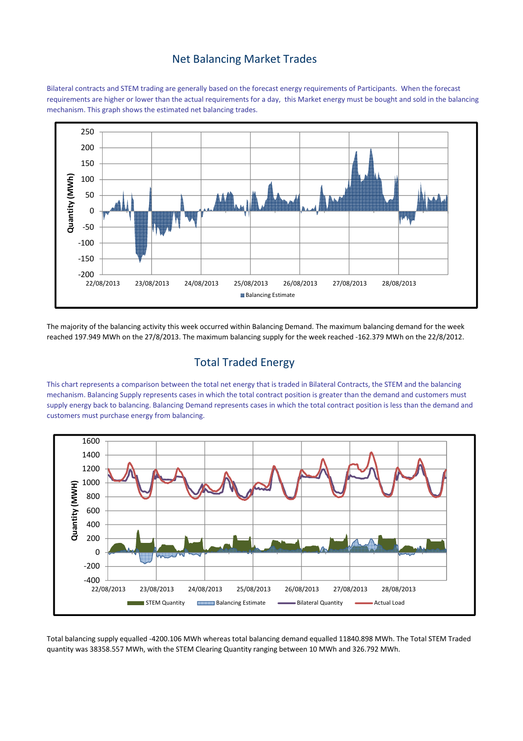## Net Balancing Market Trades

Bilateral contracts and STEM trading are generally based on the forecast energy requirements of Participants. When the forecast requirements are higher or lower than the actual requirements for a day, this Market energy must be bought and sold in the balancing mechanism. This graph shows the estimated net balancing trades.

The majority of the balancing activity this week occurred within Balancing Demand. The maximum balancing demand for the week reached 197.949 MWh on the 27/8/2013. The maximum balancing supply for the week reached -162.379 MWh on the 22/8/2012.

## Total Traded Energy

This chart represents a comparison between the total net energy that is traded in Bilateral Contracts, the STEM and the balancing mechanism. Balancing Supply represents cases in which the total contract position is greater than the demand and customers must supply energy back to balancing. Balancing Demand represents cases in which the total contract position is less than the demand and customers must purchase energy from balancing.

Total balancing supply equalled -4200.106 MWh whereas total balancing demand equalled 11840.898 MWh. The Total STEM Traded quantity was 38358.557 MWh, with the STEM Clearing Quantity ranging between 10 MWh and 326.792 MWh.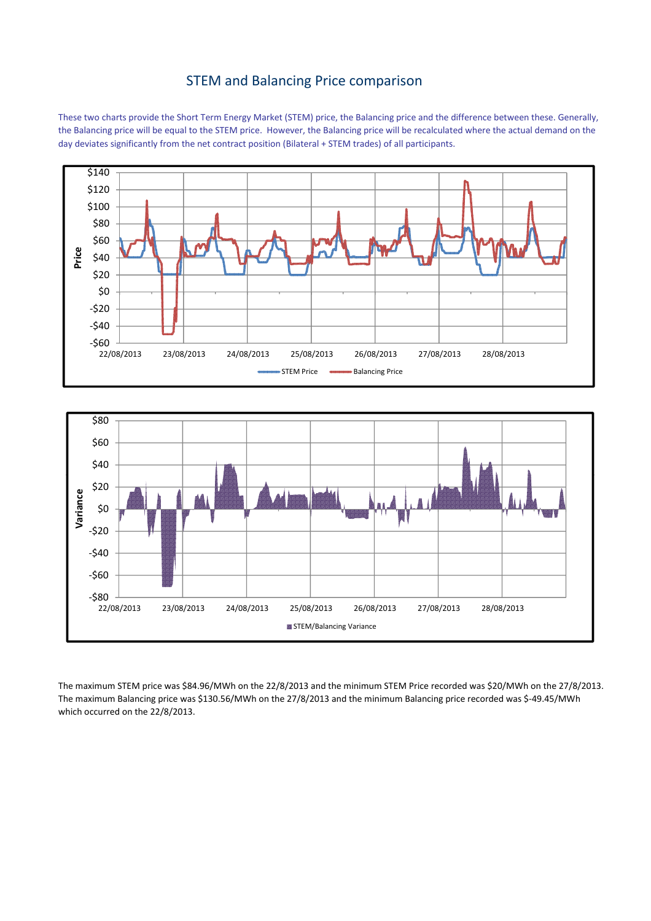# STEM and Balancing Price comparison

These two charts provide the Short Term Energy Market (STEM) price, the Balancing price and the difference between these. Generally, the Balancing price will be equal to the STEM price. However, the Balancing price will be recalculated where the actual demand on the day deviates significantly from the net contract position (Bilateral + STEM trades) of all participants.

Price

$140
$120
$100
$80
$60
$40
$20
$0
-$20
-$40
-$60

22/08/2013 23/08/2013 24/08/2013 25/08/2013 26/08/2013 27/08/2013 28/08/2013

STEM Price
Balancing Price

Variance

$80
$60
$40
$20
$0
-$20
-$40
-$60
-$80

22/08/2013 23/08/2013 24/08/2013 25/08/2013 26/08/2013 27/08/2013 28/08/2013

STEM/Balancing Variance

The maximum STEM price was $84.96/MWh on the 22/8/2013 and the minimum STEM Price recorded was $20/MWh on the 27/8/2013. The maximum Balancing price was $130.56/MWh on the 27/8/2013 and the minimum Balancing price recorded was $-49.45/MWh which occurred on the 22/8/2013.